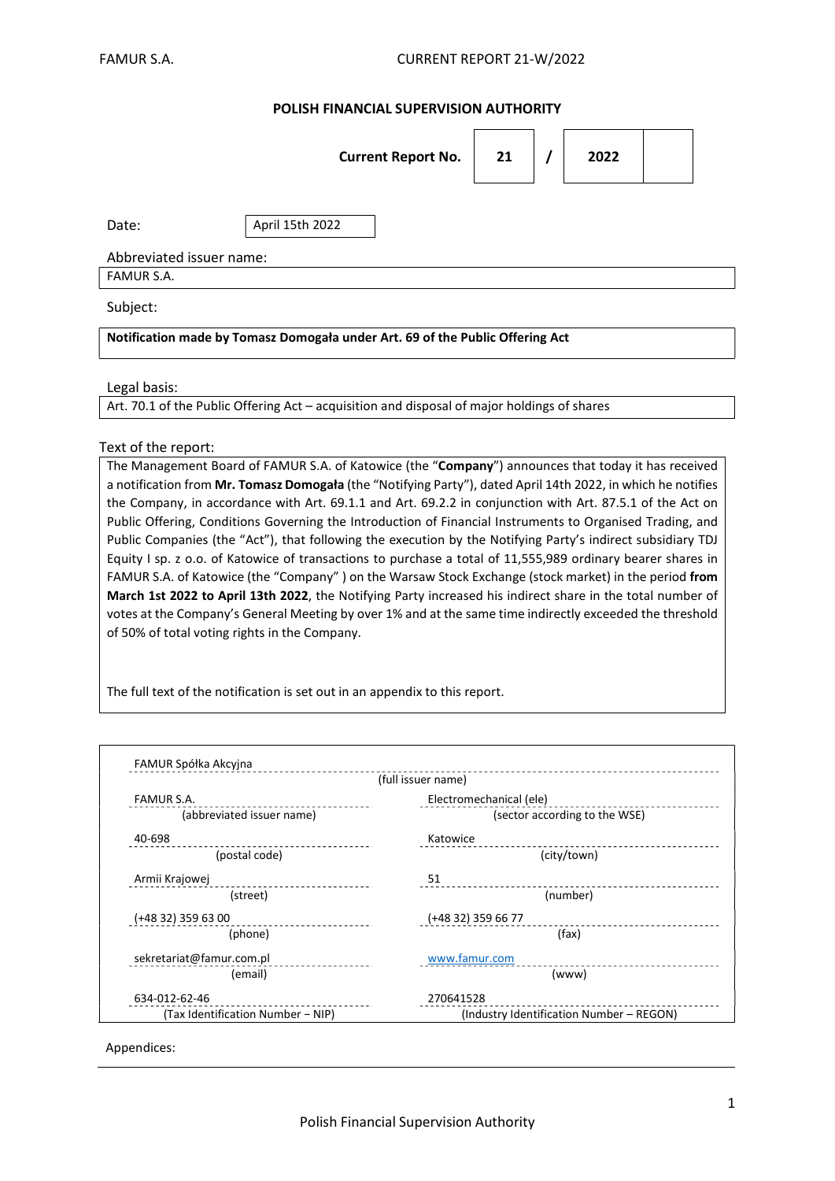**POLISH FINANCIAL SUPERVISION AUTHORITY**

**Current Report No. 21 / 2022**

Date: April 15th 2022

Abbreviated issuer name:
FAMUR S.A.

Subject:

**Notification made by Tomasz Domogała under Art. 69 of the Public Offering Act**

Legal basis:
Art. 70.1 of the Public Offering Act – acquisition and disposal of major holdings of shares

Text of the report:

The Management Board of FAMUR S.A. of Katowice (the "**Company**") announces that today it has received a notification from **Mr. Tomasz Domogała** (the "Notifying Party"), dated April 14th 2022, in which he notifies the Company, in accordance with Art. 69.1.1 and Art. 69.2.2 in conjunction with Art. 87.5.1 of the Act on Public Offering, Conditions Governing the Introduction of Financial Instruments to Organised Trading, and Public Companies (the "Act"), that following the execution by the Notifying Party's indirect subsidiary TDJ Equity I sp. z o.o. of Katowice of transactions to purchase a total of 11,555,989 ordinary bearer shares in FAMUR S.A. of Katowice (the "Company" ) on the Warsaw Stock Exchange (stock market) in the period **from March 1st 2022 to April 13th 2022**, the Notifying Party increased his indirect share in the total number of votes at the Company's General Meeting by over 1% and at the same time indirectly exceeded the threshold of 50% of total voting rights in the Company.

The full text of the notification is set out in an appendix to this report.

| | |
|---|---|
| FAMUR Spółka Akcyjna | |
| (full issuer name) | |
| FAMUR S.A. | Electromechanical (ele) |
| (abbreviated issuer name) | (sector according to the WSE) |
| 40-698 | Katowice |
| (postal code) | (city/town) |
| Armii Krajowej | 51 |
| (street) | (number) |
| (+48 32) 359 63 00 | (+48 32) 359 66 77 |
| (phone) | (fax) |
| sekretariat@famur.com.pl | www.famur.com |
| (email) | (www) |
| 634-012-62-46 | 270641528 |
| (Tax Identification Number – NIP) | (Industry Identification Number – REGON) |

Appendices: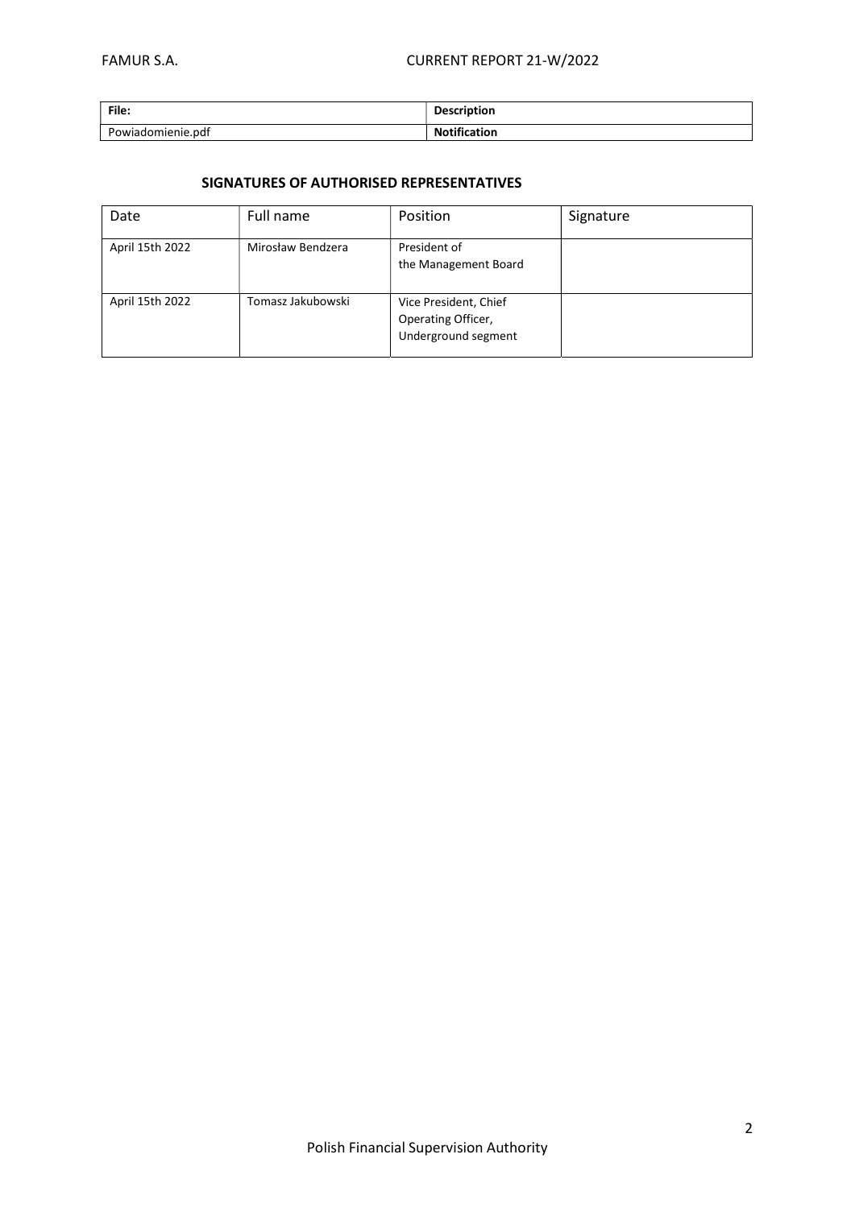| File: | Description |
| --- | --- |
| Powiadomienie.pdf | **Notification** |

## SIGNATURES OF AUTHORISED REPRESENTATIVES

| Date | Full name | Position | Signature |
| --- | --- | --- | --- |
| April 15th 2022 | Mirosław Bendzera | President of the Management Board | |
| April 15th 2022 | Tomasz Jakubowski | Vice President, Chief Operating Officer, Underground segment | |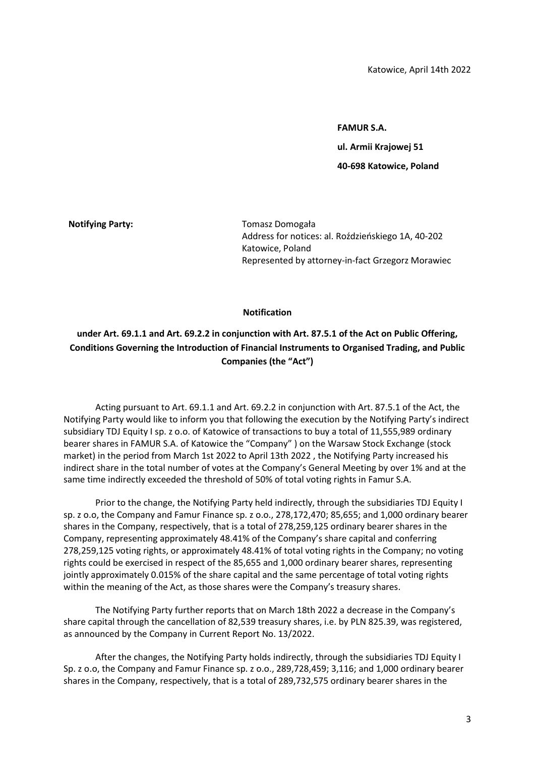Katowice, April 14th 2022

**FAMUR S.A.**

**ul. Armii Krajowej 51**

**40-698 Katowice, Poland**

**Notifying Party:** Tomasz Domogała
Address for notices: al. Roździeńskiego 1A, 40-202 Katowice, Poland
Represented by attorney-in-fact Grzegorz Morawiec

**Notification**

**under Art. 69.1.1 and Art. 69.2.2 in conjunction with Art. 87.5.1 of the Act on Public Offering, Conditions Governing the Introduction of Financial Instruments to Organised Trading, and Public Companies (the "Act")**

Acting pursuant to Art. 69.1.1 and Art. 69.2.2 in conjunction with Art. 87.5.1 of the Act, the Notifying Party would like to inform you that following the execution by the Notifying Party's indirect subsidiary TDJ Equity I sp. z o.o. of Katowice of transactions to buy a total of 11,555,989 ordinary bearer shares in FAMUR S.A. of Katowice the "Company" ) on the Warsaw Stock Exchange (stock market) in the period from March 1st 2022 to April 13th 2022 , the Notifying Party increased his indirect share in the total number of votes at the Company's General Meeting by over 1% and at the same time indirectly exceeded the threshold of 50% of total voting rights in Famur S.A.

Prior to the change, the Notifying Party held indirectly, through the subsidiaries TDJ Equity I sp. z o.o, the Company and Famur Finance sp. z o.o., 278,172,470; 85,655; and 1,000 ordinary bearer shares in the Company, respectively, that is a total of 278,259,125 ordinary bearer shares in the Company, representing approximately 48.41% of the Company's share capital and conferring 278,259,125 voting rights, or approximately 48.41% of total voting rights in the Company; no voting rights could be exercised in respect of the 85,655 and 1,000 ordinary bearer shares, representing jointly approximately 0.015% of the share capital and the same percentage of total voting rights within the meaning of the Act, as those shares were the Company's treasury shares.

The Notifying Party further reports that on March 18th 2022 a decrease in the Company's share capital through the cancellation of 82,539 treasury shares, i.e. by PLN 825.39, was registered, as announced by the Company in Current Report No. 13/2022.

After the changes, the Notifying Party holds indirectly, through the subsidiaries TDJ Equity I Sp. z o.o, the Company and Famur Finance sp. z o.o., 289,728,459; 3,116; and 1,000 ordinary bearer shares in the Company, respectively, that is a total of 289,732,575 ordinary bearer shares in the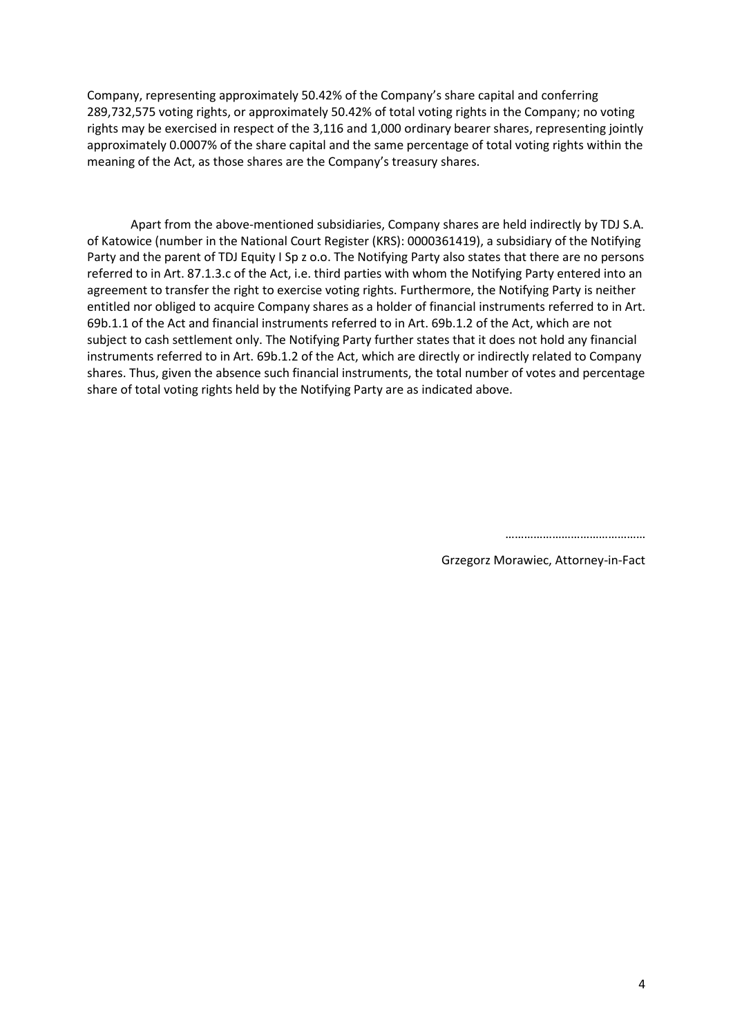Company, representing approximately 50.42% of the Company's share capital and conferring 289,732,575 voting rights, or approximately 50.42% of total voting rights in the Company; no voting rights may be exercised in respect of the 3,116 and 1,000 ordinary bearer shares, representing jointly approximately 0.0007% of the share capital and the same percentage of total voting rights within the meaning of the Act, as those shares are the Company's treasury shares.

Apart from the above-mentioned subsidiaries, Company shares are held indirectly by TDJ S.A. of Katowice (number in the National Court Register (KRS): 0000361419), a subsidiary of the Notifying Party and the parent of TDJ Equity I Sp z o.o. The Notifying Party also states that there are no persons referred to in Art. 87.1.3.c of the Act, i.e. third parties with whom the Notifying Party entered into an agreement to transfer the right to exercise voting rights. Furthermore, the Notifying Party is neither entitled nor obliged to acquire Company shares as a holder of financial instruments referred to in Art. 69b.1.1 of the Act and financial instruments referred to in Art. 69b.1.2 of the Act, which are not subject to cash settlement only. The Notifying Party further states that it does not hold any financial instruments referred to in Art. 69b.1.2 of the Act, which are directly or indirectly related to Company shares. Thus, given the absence such financial instruments, the total number of votes and percentage share of total voting rights held by the Notifying Party are as indicated above.

……………………………………

Grzegorz Morawiec, Attorney-in-Fact